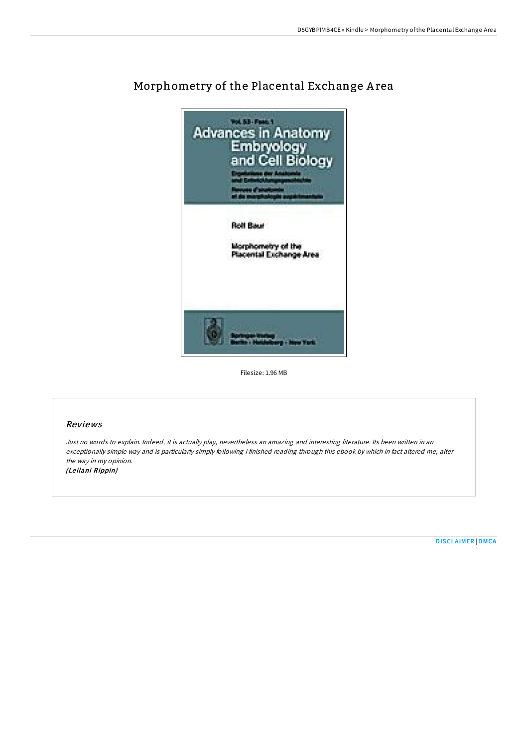# Morphometry of the Placental Exchange Area

Filesize: 1.96 MB

## Reviews

*Just no words to explain. Indeed, it is actually play, nevertheless an amazing and interesting literature. Its been written in an exceptionally simple way and is particularly simply following i finished reading through this ebook by which in fact altered me, alter the way in my opinion.*
***(Leilani Rippin)***

DISCLAIMER | DMCA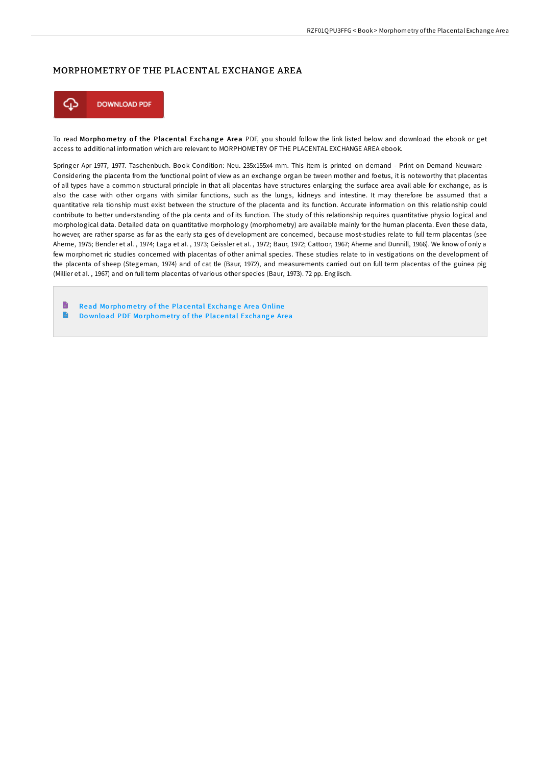# MORPHOMETRY OF THE PLACENTAL EXCHANGE AREA

DOWNLOAD PDF

To read **Morphometry of the Placental Exchange Area** PDF, you should follow the link listed below and download the ebook or get access to additional information which are relevant to MORPHOMETRY OF THE PLACENTAL EXCHANGE AREA ebook.

Springer Apr 1977, 1977. Taschenbuch. Book Condition: Neu. 235x155x4 mm. This item is printed on demand - Print on Demand Neuware - Considering the placenta from the functional point of view as an exchange organ be tween mother and foetus, it is noteworthy that placentas of all types have a common structural principle in that all placentas have structures enlarging the surface area avail able for exchange, as is also the case with other organs with similar functions, such as the lungs, kidneys and intestine. It may therefore be assumed that a quantitative rela tionship must exist between the structure of the placenta and its function. Accurate information on this relationship could contribute to better understanding of the pla centa and of its function. The study of this relationship requires quantitative physio logical and morphological data. Detailed data on quantitative morphology (morphometry) are available mainly for the human placenta. Even these data, however, are rather sparse as far as the early sta ges of development are concerned, because most-studies relate to full term placentas (see Aherne, 1975; Bender et al. , 1974; Laga et al. , 1973; Geissler et al. , 1972; Baur, 1972; Cattoor, 1967; Aherne and Dunnill, 1966). We know of only a few morphomet ric studies concerned with placentas of other animal species. These studies relate to in vestigations on the development of the placenta of sheep (Stegeman, 1974) and of cat tle (Baur, 1972), and measurements carried out on full term placentas of the guinea pig (Millier et al. , 1967) and on full term placentas of various other species (Baur, 1973). 72 pp. Englisch.

- Read Morphometry of the Placental Exchange Area Online
- Download PDF Morphometry of the Placental Exchange Area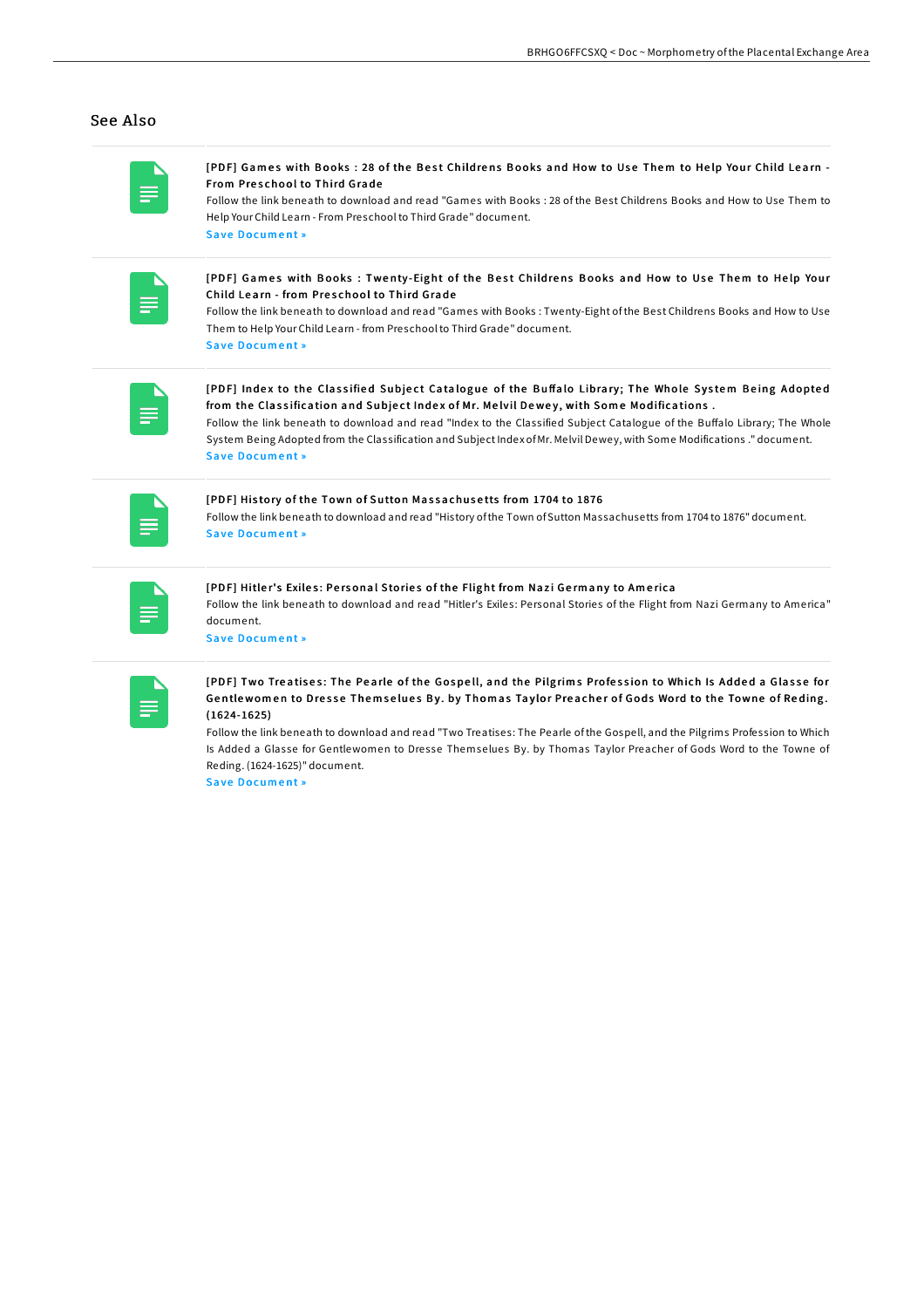## See Also

**[PDF] Games with Books : 28 of the Best Childrens Books and How to Use Them to Help Your Child Learn - From Preschool to Third Grade**

Follow the link beneath to download and read "Games with Books : 28 of the Best Childrens Books and How to Use Them to Help Your Child Learn - From Preschool to Third Grade" document.

Save Document »

**[PDF] Games with Books : Twenty-Eight of the Best Childrens Books and How to Use Them to Help Your Child Learn - from Preschool to Third Grade**

Follow the link beneath to download and read "Games with Books : Twenty-Eight of the Best Childrens Books and How to Use Them to Help Your Child Learn - from Preschool to Third Grade" document.

Save Document »

**[PDF] Index to the Classified Subject Catalogue of the Buffalo Library; The Whole System Being Adopted from the Classification and Subject Index of Mr. Melvil Dewey, with Some Modifications .**

Follow the link beneath to download and read "Index to the Classified Subject Catalogue of the Buffalo Library; The Whole System Being Adopted from the Classification and Subject Index of Mr. Melvil Dewey, with Some Modifications ." document.

Save Document »

**[PDF] History of the Town of Sutton Massachusetts from 1704 to 1876**

Follow the link beneath to download and read "History of the Town of Sutton Massachusetts from 1704 to 1876" document.

Save Document »

**[PDF] Hitler's Exiles: Personal Stories of the Flight from Nazi Germany to America**

Follow the link beneath to download and read "Hitler's Exiles: Personal Stories of the Flight from Nazi Germany to America" document.

Save Document »

**[PDF] Two Treatises: The Pearle of the Gospell, and the Pilgrims Profession to Which Is Added a Glasse for Gentlewomen to Dresse Themselues By. by Thomas Taylor Preacher of Gods Word to the Towne of Reding. (1624-1625)**

Follow the link beneath to download and read "Two Treatises: The Pearle of the Gospell, and the Pilgrims Profession to Which Is Added a Glasse for Gentlewomen to Dresse Themselues By. by Thomas Taylor Preacher of Gods Word to the Towne of Reding. (1624-1625)" document.

Save Document »